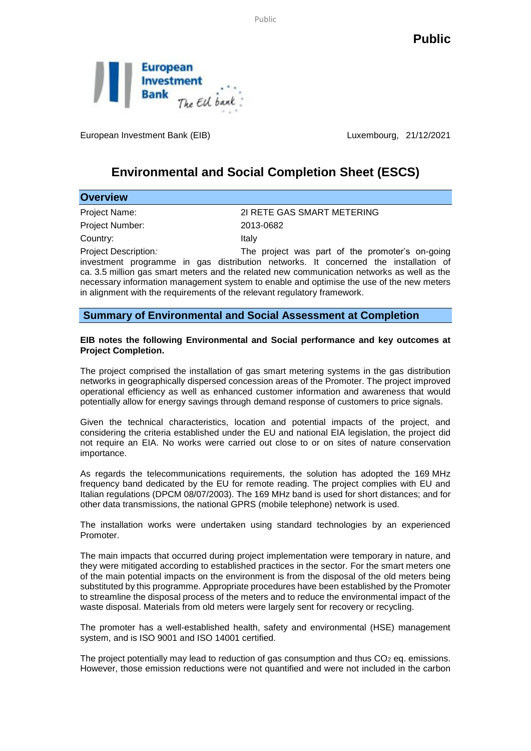**Public**

European Investment Bank (EIB) Luxembourg, 21/12/2021

# Environmental and Social Completion Sheet (ESCS)

## Overview

Project Name: 2I RETE GAS SMART METERING

Project Number: 2013-0682

Country: Italy

Project Description: The project was part of the promoter's on-going investment programme in gas distribution networks. It concerned the installation of ca. 3.5 million gas smart meters and the related new communication networks as well as the necessary information management system to enable and optimise the use of the new meters in alignment with the requirements of the relevant regulatory framework.

## Summary of Environmental and Social Assessment at Completion

**EIB notes the following Environmental and Social performance and key outcomes at Project Completion.**

The project comprised the installation of gas smart metering systems in the gas distribution networks in geographically dispersed concession areas of the Promoter. The project improved operational efficiency as well as enhanced customer information and awareness that would potentially allow for energy savings through demand response of customers to price signals.

Given the technical characteristics, location and potential impacts of the project, and considering the criteria established under the EU and national EIA legislation, the project did not require an EIA. No works were carried out close to or on sites of nature conservation importance.

As regards the telecommunications requirements, the solution has adopted the 169 MHz frequency band dedicated by the EU for remote reading. The project complies with EU and Italian regulations (DPCM 08/07/2003). The 169 MHz band is used for short distances; and for other data transmissions, the national GPRS (mobile telephone) network is used.

The installation works were undertaken using standard technologies by an experienced Promoter.

The main impacts that occurred during project implementation were temporary in nature, and they were mitigated according to established practices in the sector. For the smart meters one of the main potential impacts on the environment is from the disposal of the old meters being substituted by this programme. Appropriate procedures have been established by the Promoter to streamline the disposal process of the meters and to reduce the environmental impact of the waste disposal. Materials from old meters were largely sent for recovery or recycling.

The promoter has a well-established health, safety and environmental (HSE) management system, and is ISO 9001 and ISO 14001 certified.

The project potentially may lead to reduction of gas consumption and thus $CO_2$ eq. emissions. However, those emission reductions were not quantified and were not included in the carbon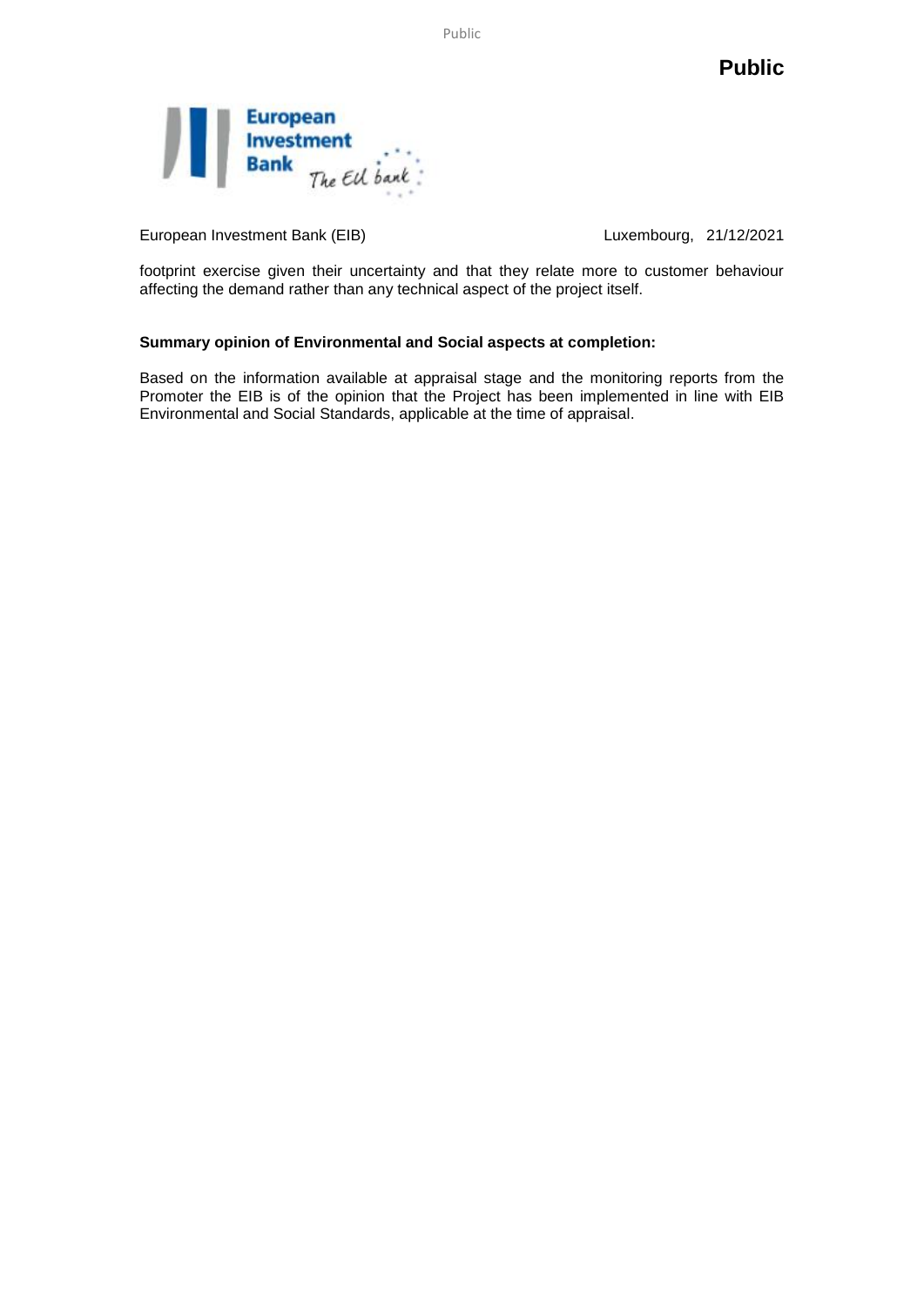European Investment Bank (EIB) Luxembourg, 21/12/2021

footprint exercise given their uncertainty and that they relate more to customer behaviour affecting the demand rather than any technical aspect of the project itself.

**Summary opinion of Environmental and Social aspects at completion:**

Based on the information available at appraisal stage and the monitoring reports from the Promoter the EIB is of the opinion that the Project has been implemented in line with EIB Environmental and Social Standards, applicable at the time of appraisal.